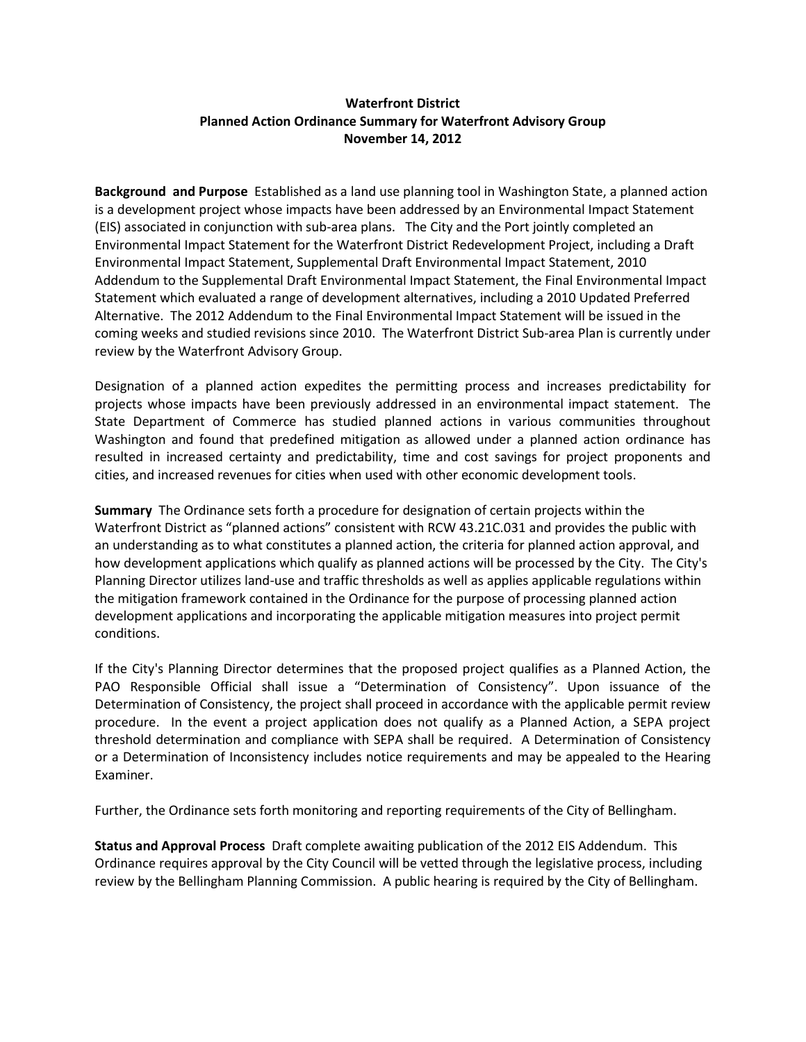**Waterfront District**
**Planned Action Ordinance Summary for Waterfront Advisory Group**
**November 14, 2012**

**Background and Purpose** Established as a land use planning tool in Washington State, a planned action is a development project whose impacts have been addressed by an Environmental Impact Statement (EIS) associated in conjunction with sub-area plans. The City and the Port jointly completed an Environmental Impact Statement for the Waterfront District Redevelopment Project, including a Draft Environmental Impact Statement, Supplemental Draft Environmental Impact Statement, 2010 Addendum to the Supplemental Draft Environmental Impact Statement, the Final Environmental Impact Statement which evaluated a range of development alternatives, including a 2010 Updated Preferred Alternative. The 2012 Addendum to the Final Environmental Impact Statement will be issued in the coming weeks and studied revisions since 2010. The Waterfront District Sub-area Plan is currently under review by the Waterfront Advisory Group.

Designation of a planned action expedites the permitting process and increases predictability for projects whose impacts have been previously addressed in an environmental impact statement. The State Department of Commerce has studied planned actions in various communities throughout Washington and found that predefined mitigation as allowed under a planned action ordinance has resulted in increased certainty and predictability, time and cost savings for project proponents and cities, and increased revenues for cities when used with other economic development tools.

**Summary** The Ordinance sets forth a procedure for designation of certain projects within the Waterfront District as "planned actions" consistent with RCW 43.21C.031 and provides the public with an understanding as to what constitutes a planned action, the criteria for planned action approval, and how development applications which qualify as planned actions will be processed by the City. The City's Planning Director utilizes land-use and traffic thresholds as well as applies applicable regulations within the mitigation framework contained in the Ordinance for the purpose of processing planned action development applications and incorporating the applicable mitigation measures into project permit conditions.

If the City's Planning Director determines that the proposed project qualifies as a Planned Action, the PAO Responsible Official shall issue a "Determination of Consistency". Upon issuance of the Determination of Consistency, the project shall proceed in accordance with the applicable permit review procedure. In the event a project application does not qualify as a Planned Action, a SEPA project threshold determination and compliance with SEPA shall be required. A Determination of Consistency or a Determination of Inconsistency includes notice requirements and may be appealed to the Hearing Examiner.

Further, the Ordinance sets forth monitoring and reporting requirements of the City of Bellingham.

**Status and Approval Process** Draft complete awaiting publication of the 2012 EIS Addendum. This Ordinance requires approval by the City Council will be vetted through the legislative process, including review by the Bellingham Planning Commission. A public hearing is required by the City of Bellingham.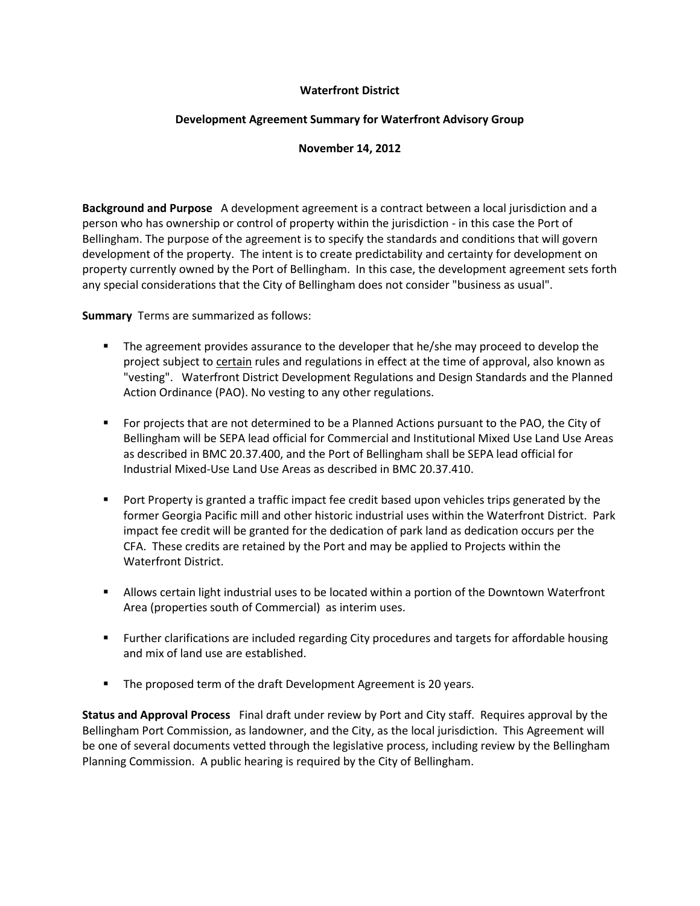**Waterfront District**

**Development Agreement Summary for Waterfront Advisory Group**

**November 14, 2012**

**Background and Purpose** A development agreement is a contract between a local jurisdiction and a person who has ownership or control of property within the jurisdiction - in this case the Port of Bellingham. The purpose of the agreement is to specify the standards and conditions that will govern development of the property. The intent is to create predictability and certainty for development on property currently owned by the Port of Bellingham. In this case, the development agreement sets forth any special considerations that the City of Bellingham does not consider "business as usual".

**Summary** Terms are summarized as follows:

- The agreement provides assurance to the developer that he/she may proceed to develop the project subject to <u>certain</u> rules and regulations in effect at the time of approval, also known as "vesting". Waterfront District Development Regulations and Design Standards and the Planned Action Ordinance (PAO). No vesting to any other regulations.

- For projects that are not determined to be a Planned Actions pursuant to the PAO, the City of Bellingham will be SEPA lead official for Commercial and Institutional Mixed Use Land Use Areas as described in BMC 20.37.400, and the Port of Bellingham shall be SEPA lead official for Industrial Mixed-Use Land Use Areas as described in BMC 20.37.410.

- Port Property is granted a traffic impact fee credit based upon vehicles trips generated by the former Georgia Pacific mill and other historic industrial uses within the Waterfront District. Park impact fee credit will be granted for the dedication of park land as dedication occurs per the CFA. These credits are retained by the Port and may be applied to Projects within the Waterfront District.

- Allows certain light industrial uses to be located within a portion of the Downtown Waterfront Area (properties south of Commercial) as interim uses.

- Further clarifications are included regarding City procedures and targets for affordable housing and mix of land use are established.

- The proposed term of the draft Development Agreement is 20 years.

**Status and Approval Process** Final draft under review by Port and City staff. Requires approval by the Bellingham Port Commission, as landowner, and the City, as the local jurisdiction. This Agreement will be one of several documents vetted through the legislative process, including review by the Bellingham Planning Commission. A public hearing is required by the City of Bellingham.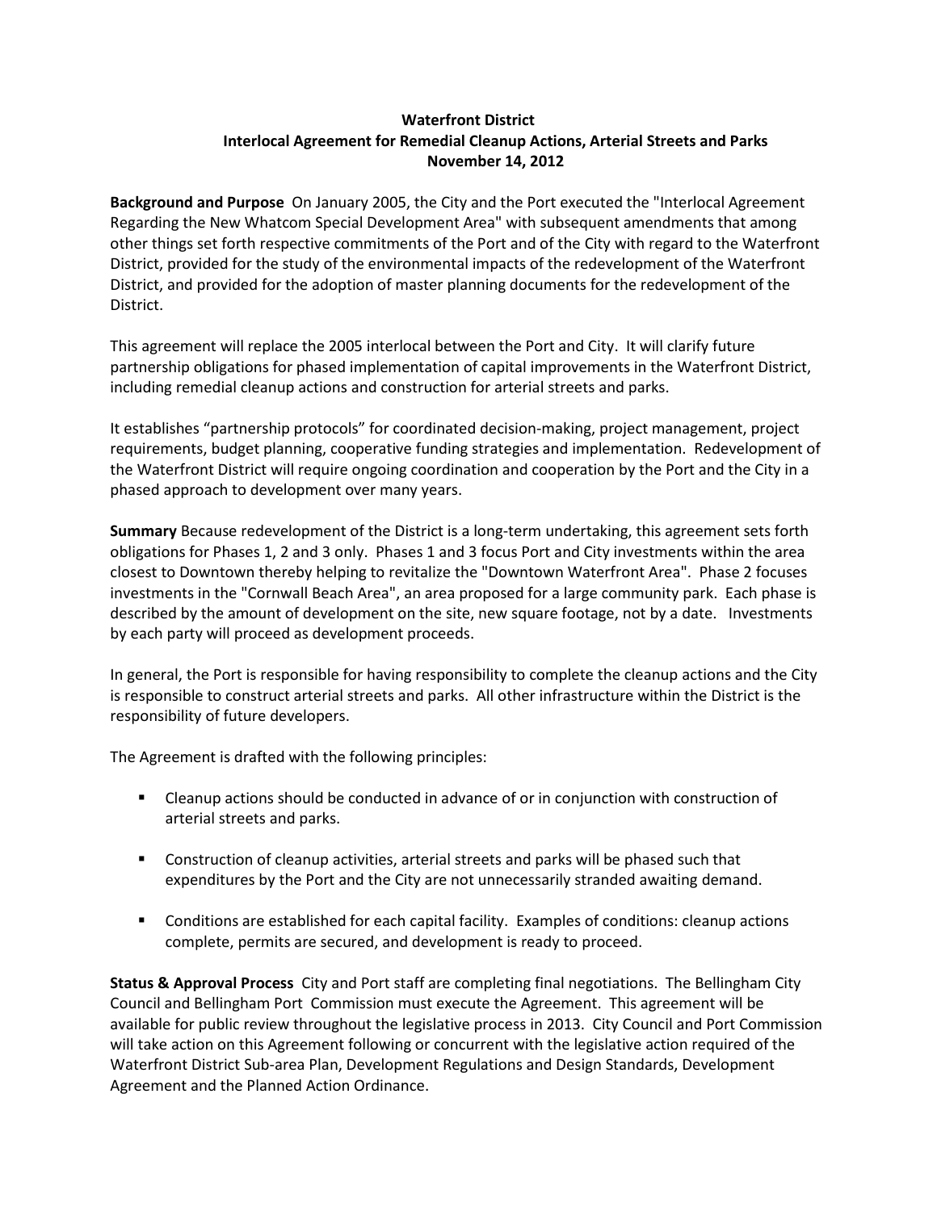**Waterfront District**
**Interlocal Agreement for Remedial Cleanup Actions, Arterial Streets and Parks**
**November 14, 2012**

**Background and Purpose** On January 2005, the City and the Port executed the "Interlocal Agreement Regarding the New Whatcom Special Development Area" with subsequent amendments that among other things set forth respective commitments of the Port and of the City with regard to the Waterfront District, provided for the study of the environmental impacts of the redevelopment of the Waterfront District, and provided for the adoption of master planning documents for the redevelopment of the District.

This agreement will replace the 2005 interlocal between the Port and City. It will clarify future partnership obligations for phased implementation of capital improvements in the Waterfront District, including remedial cleanup actions and construction for arterial streets and parks.

It establishes "partnership protocols" for coordinated decision-making, project management, project requirements, budget planning, cooperative funding strategies and implementation. Redevelopment of the Waterfront District will require ongoing coordination and cooperation by the Port and the City in a phased approach to development over many years.

**Summary** Because redevelopment of the District is a long-term undertaking, this agreement sets forth obligations for Phases 1, 2 and 3 only. Phases 1 and 3 focus Port and City investments within the area closest to Downtown thereby helping to revitalize the "Downtown Waterfront Area". Phase 2 focuses investments in the "Cornwall Beach Area", an area proposed for a large community park. Each phase is described by the amount of development on the site, new square footage, not by a date. Investments by each party will proceed as development proceeds.

In general, the Port is responsible for having responsibility to complete the cleanup actions and the City is responsible to construct arterial streets and parks. All other infrastructure within the District is the responsibility of future developers.

The Agreement is drafted with the following principles:

- Cleanup actions should be conducted in advance of or in conjunction with construction of arterial streets and parks.
- Construction of cleanup activities, arterial streets and parks will be phased such that expenditures by the Port and the City are not unnecessarily stranded awaiting demand.
- Conditions are established for each capital facility. Examples of conditions: cleanup actions complete, permits are secured, and development is ready to proceed.

**Status & Approval Process** City and Port staff are completing final negotiations. The Bellingham City Council and Bellingham Port Commission must execute the Agreement. This agreement will be available for public review throughout the legislative process in 2013. City Council and Port Commission will take action on this Agreement following or concurrent with the legislative action required of the Waterfront District Sub-area Plan, Development Regulations and Design Standards, Development Agreement and the Planned Action Ordinance.